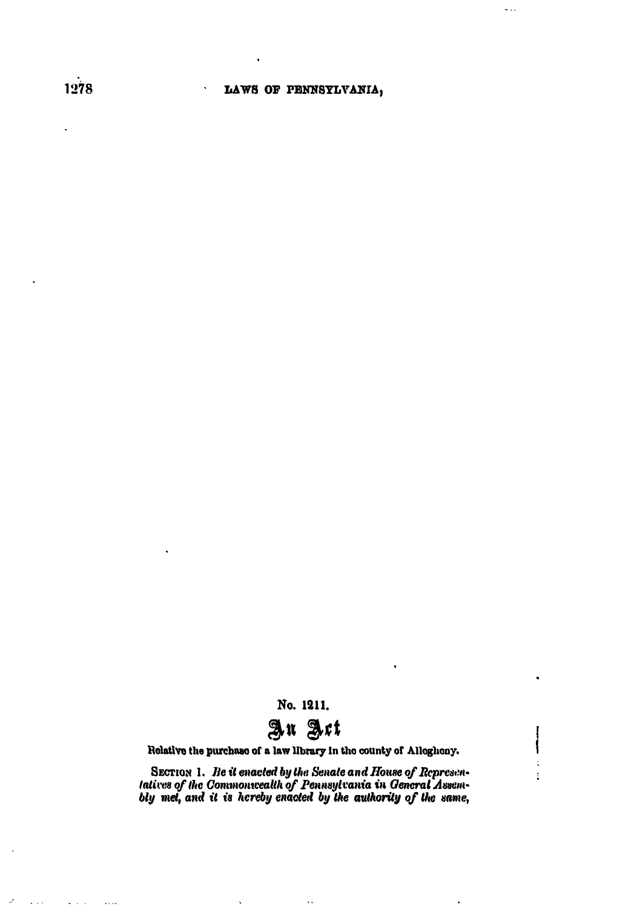No. 1211.

# An Act

Relative the purchase of a law library in the county of Allegheny.

SECTION 1. *Be it enacted by the Senate and House of Representatives of the Commonwealth of Pennsylvania in General Assembly met, and it is hereby enacted by the authority of the same,*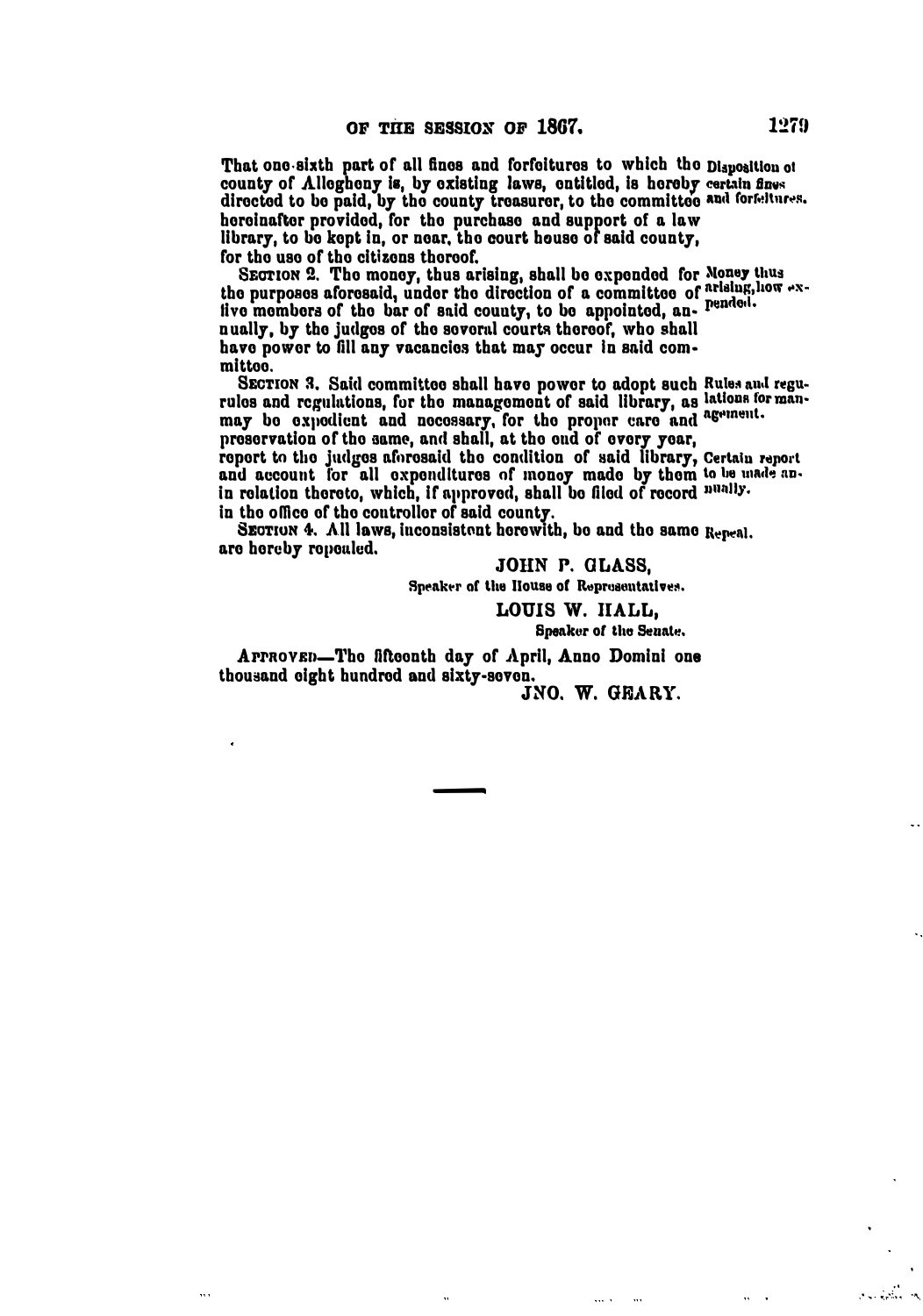That one-sixth part of all fines and forfeitures to which the county of Allegheny is, by existing laws, entitled, is hereby directed to be paid, by the county treasurer, to the committee hereinafter provided, for the purchase and support of a law library, to be kept in, or near, the court house of said county, for the use of the citizens thereof.

Disposition of certain fines and forfeitures.

SECTION 2. The money, thus arising, shall be expended for the purposes aforesaid, under the direction of a committee of five members of the bar of said county, to be appointed, annually, by the judges of the several courts thereof, who shall have power to fill any vacancies that may occur in said committee.

Money thus arising, how expended.

SECTION 3. Said committee shall have power to adopt such rules and regulations, for the management of said library, as may be expedient and necessary, for the proper care and preservation of the same, and shall, at the end of every year, report to the judges aforesaid the condition of said library, and account for all expenditures of money made by them in relation thereto, which, if approved, shall be filed of record in the office of the controller of said county.

Rules and regulations for management.

Certain report to be made annually.

SECTION 4. All laws, inconsistent herewith, be and the same are hereby repealed.

Repeal.

JOHN P. GLASS,
Speaker of the House of Representatives.

LOUIS W. HALL,
Speaker of the Senate.

APPROVED—The fifteenth day of April, Anno Domini one thousand eight hundred and sixty-seven.

JNO. W. GEARY.